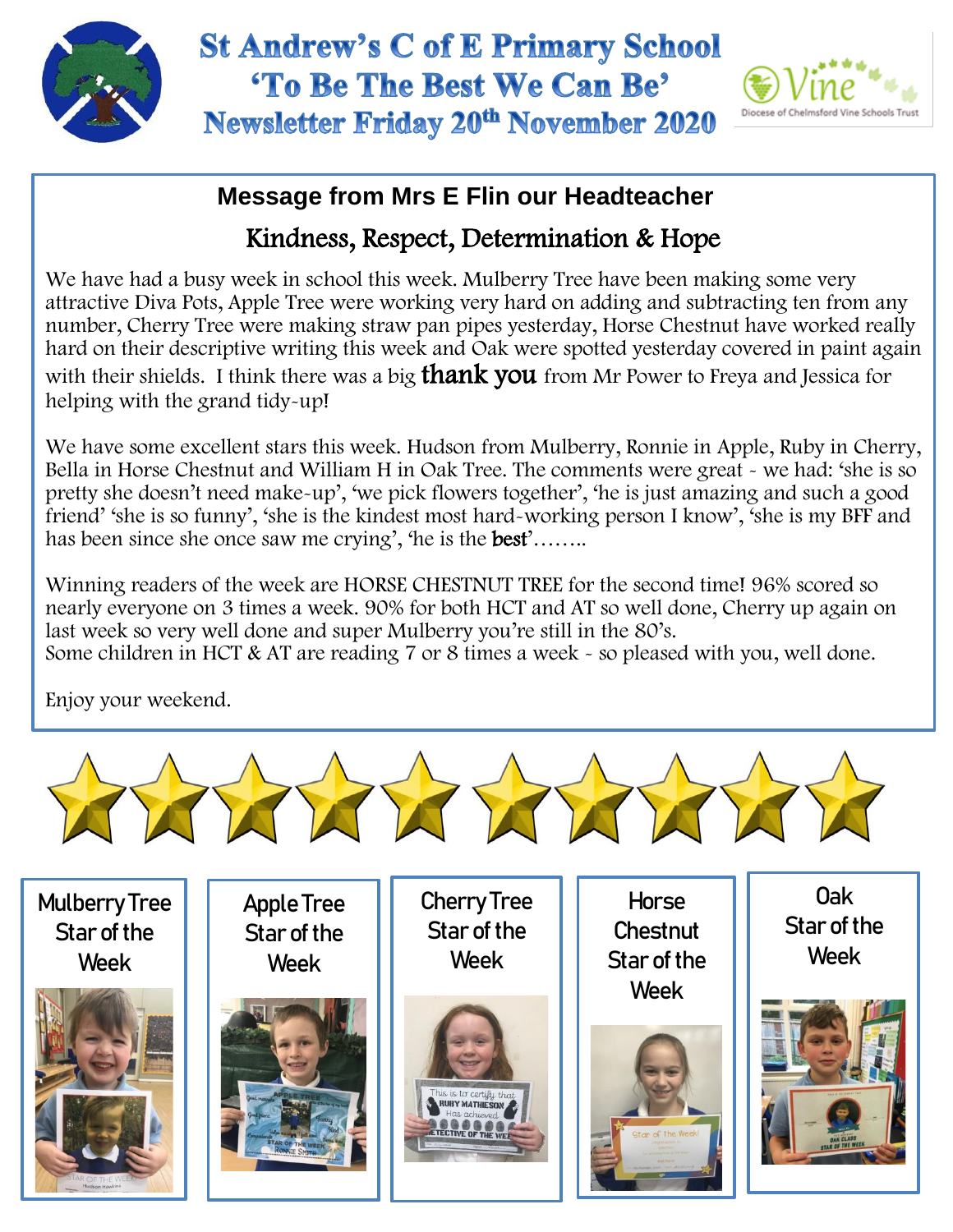# St Andrew's C of E Primary School

## 'To Be The Best We Can Be'

## Newsletter Friday 20th November 2020

Vine — Diocese of Chelmsford Vine Schools Trust

### Message from Mrs E Flin our Headteacher

### Kindness, Respect, Determination & Hope

We have had a busy week in school this week. Mulberry Tree have been making some very attractive Diva Pots, Apple Tree were working very hard on adding and subtracting ten from any number, Cherry Tree were making straw pan pipes yesterday, Horse Chestnut have worked really hard on their descriptive writing this week and Oak were spotted yesterday covered in paint again with their shields. I think there was a big **thank you** from Mr Power to Freya and Jessica for helping with the grand tidy-up!

We have some excellent stars this week. Hudson from Mulberry, Ronnie in Apple, Ruby in Cherry, Bella in Horse Chestnut and William H in Oak Tree. The comments were great - we had: 'she is so pretty she doesn't need make-up', 'we pick flowers together', 'he is just amazing and such a good friend' 'she is so funny', 'she is the kindest most hard-working person I know', 'she is my BFF and has been since she once saw me crying', 'he is the **best**'……..

Winning readers of the week are HORSE CHESTNUT TREE for the second time! 96% scored so nearly everyone on 3 times a week. 90% for both HCT and AT so well done, Cherry up again on last week so very well done and super Mulberry you're still in the 80's.
Some children in HCT & AT are reading 7 or 8 times a week - so pleased with you, well done.

Enjoy your weekend.

| Mulberry Tree Star of the Week | Apple Tree Star of the Week | Cherry Tree Star of the Week | Horse Chestnut Star of the Week | Oak Star of the Week |
|---|---|---|---|---|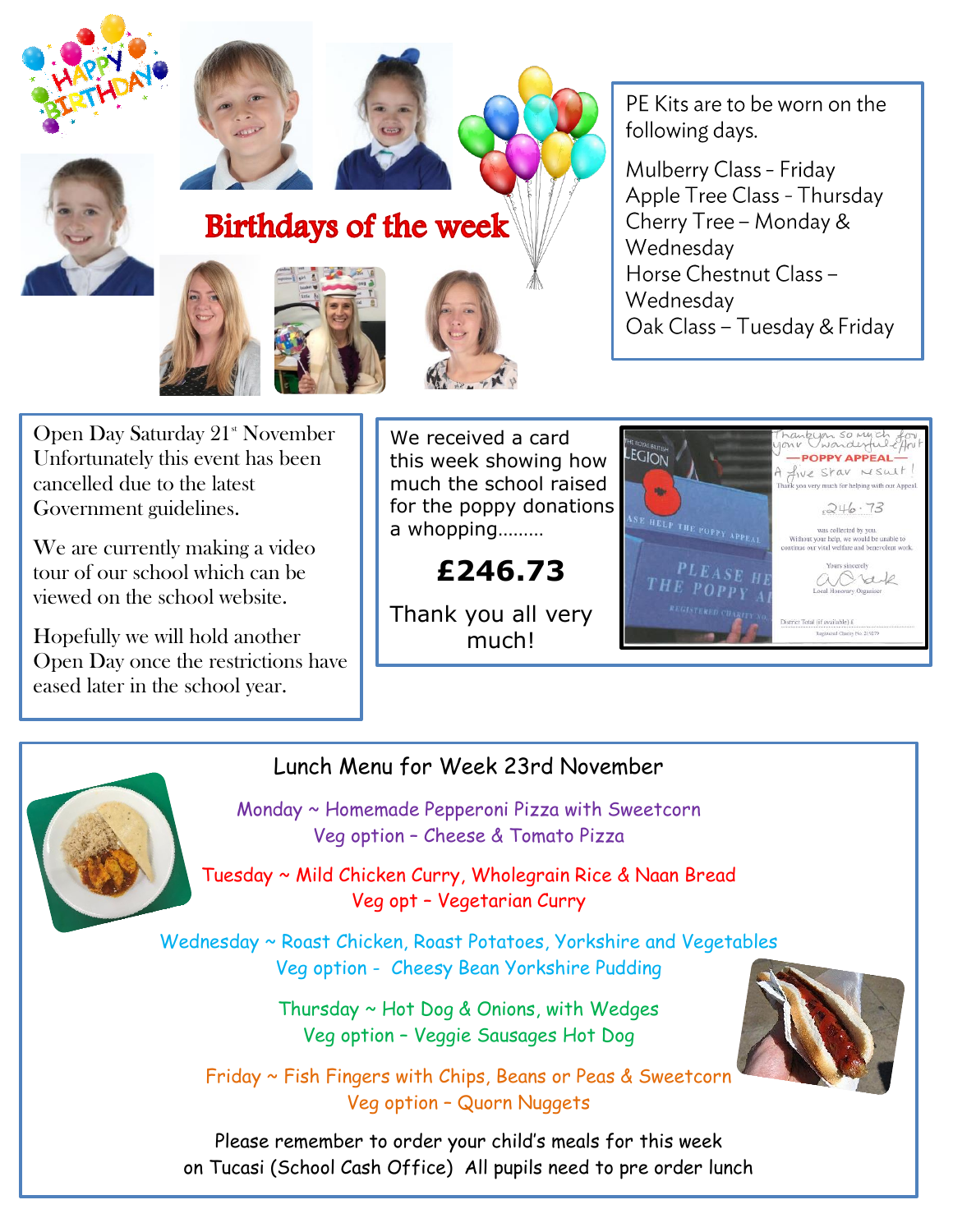## Birthdays of the week

PE Kits are to be worn on the following days.

Mulberry Class - Friday
Apple Tree Class - Thursday
Cherry Tree – Monday & Wednesday
Horse Chestnut Class – Wednesday
Oak Class – Tuesday & Friday

Open Day Saturday 21st November
Unfortunately this event has been cancelled due to the latest Government guidelines.

We are currently making a video tour of our school which can be viewed on the school website.

Hopefully we will hold another Open Day once the restrictions have eased later in the school year.

We received a card this week showing how much the school raised for the poppy donations a whopping………

**£246.73**

Thank you all very much!

### Lunch Menu for Week 23rd November

Monday ~ Homemade Pepperoni Pizza with Sweetcorn
Veg option – Cheese & Tomato Pizza

Tuesday ~ Mild Chicken Curry, Wholegrain Rice & Naan Bread
Veg opt – Vegetarian Curry

Wednesday ~ Roast Chicken, Roast Potatoes, Yorkshire and Vegetables
Veg option - Cheesy Bean Yorkshire Pudding

Thursday ~ Hot Dog & Onions, with Wedges
Veg option – Veggie Sausages Hot Dog

Friday ~ Fish Fingers with Chips, Beans or Peas & Sweetcorn
Veg option – Quorn Nuggets

Please remember to order your child's meals for this week on Tucasi (School Cash Office) All pupils need to pre order lunch